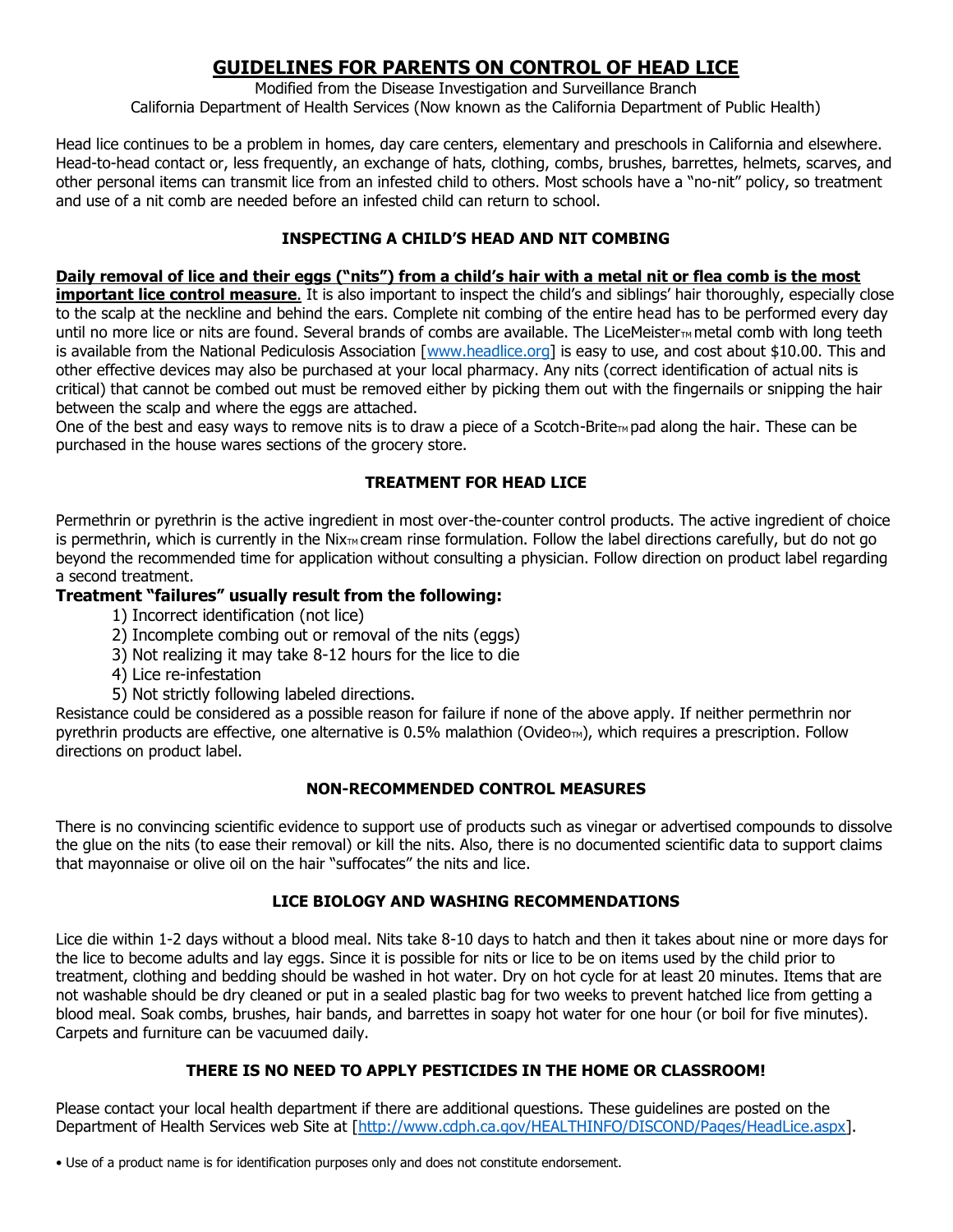# GUIDELINES FOR PARENTS ON CONTROL OF HEAD LICE

Modified from the Disease Investigation and Surveillance Branch
California Department of Health Services (Now known as the California Department of Public Health)

Head lice continues to be a problem in homes, day care centers, elementary and preschools in California and elsewhere. Head-to-head contact or, less frequently, an exchange of hats, clothing, combs, brushes, barrettes, helmets, scarves, and other personal items can transmit lice from an infested child to others. Most schools have a "no-nit" policy, so treatment and use of a nit comb are needed before an infested child can return to school.

## INSPECTING A CHILD'S HEAD AND NIT COMBING

**Daily removal of lice and their eggs ("nits") from a child's hair with a metal nit or flea comb is the most important lice control measure.** It is also important to inspect the child's and siblings' hair thoroughly, especially close to the scalp at the neckline and behind the ears. Complete nit combing of the entire head has to be performed every day until no more lice or nits are found. Several brands of combs are available. The LiceMeister™ metal comb with long teeth is available from the National Pediculosis Association [www.headlice.org] is easy to use, and cost about $10.00. This and other effective devices may also be purchased at your local pharmacy. Any nits (correct identification of actual nits is critical) that cannot be combed out must be removed either by picking them out with the fingernails or snipping the hair between the scalp and where the eggs are attached.

One of the best and easy ways to remove nits is to draw a piece of a Scotch-Brite™ pad along the hair. These can be purchased in the house wares sections of the grocery store.

## TREATMENT FOR HEAD LICE

Permethrin or pyrethrin is the active ingredient in most over-the-counter control products. The active ingredient of choice is permethrin, which is currently in the Nix™ cream rinse formulation. Follow the label directions carefully, but do not go beyond the recommended time for application without consulting a physician. Follow direction on product label regarding a second treatment.

### Treatment "failures" usually result from the following:

1) Incorrect identification (not lice)
2) Incomplete combing out or removal of the nits (eggs)
3) Not realizing it may take 8-12 hours for the lice to die
4) Lice re-infestation
5) Not strictly following labeled directions.

Resistance could be considered as a possible reason for failure if none of the above apply. If neither permethrin nor pyrethrin products are effective, one alternative is 0.5% malathion (Ovideo™), which requires a prescription. Follow directions on product label.

## NON-RECOMMENDED CONTROL MEASURES

There is no convincing scientific evidence to support use of products such as vinegar or advertised compounds to dissolve the glue on the nits (to ease their removal) or kill the nits. Also, there is no documented scientific data to support claims that mayonnaise or olive oil on the hair "suffocates" the nits and lice.

## LICE BIOLOGY AND WASHING RECOMMENDATIONS

Lice die within 1-2 days without a blood meal. Nits take 8-10 days to hatch and then it takes about nine or more days for the lice to become adults and lay eggs. Since it is possible for nits or lice to be on items used by the child prior to treatment, clothing and bedding should be washed in hot water. Dry on hot cycle for at least 20 minutes. Items that are not washable should be dry cleaned or put in a sealed plastic bag for two weeks to prevent hatched lice from getting a blood meal. Soak combs, brushes, hair bands, and barrettes in soapy hot water for one hour (or boil for five minutes). Carpets and furniture can be vacuumed daily.

## THERE IS NO NEED TO APPLY PESTICIDES IN THE HOME OR CLASSROOM!

Please contact your local health department if there are additional questions. These guidelines are posted on the Department of Health Services web Site at [http://www.cdph.ca.gov/HEALTHINFO/DISCOND/Pages/HeadLice.aspx].

• Use of a product name is for identification purposes only and does not constitute endorsement.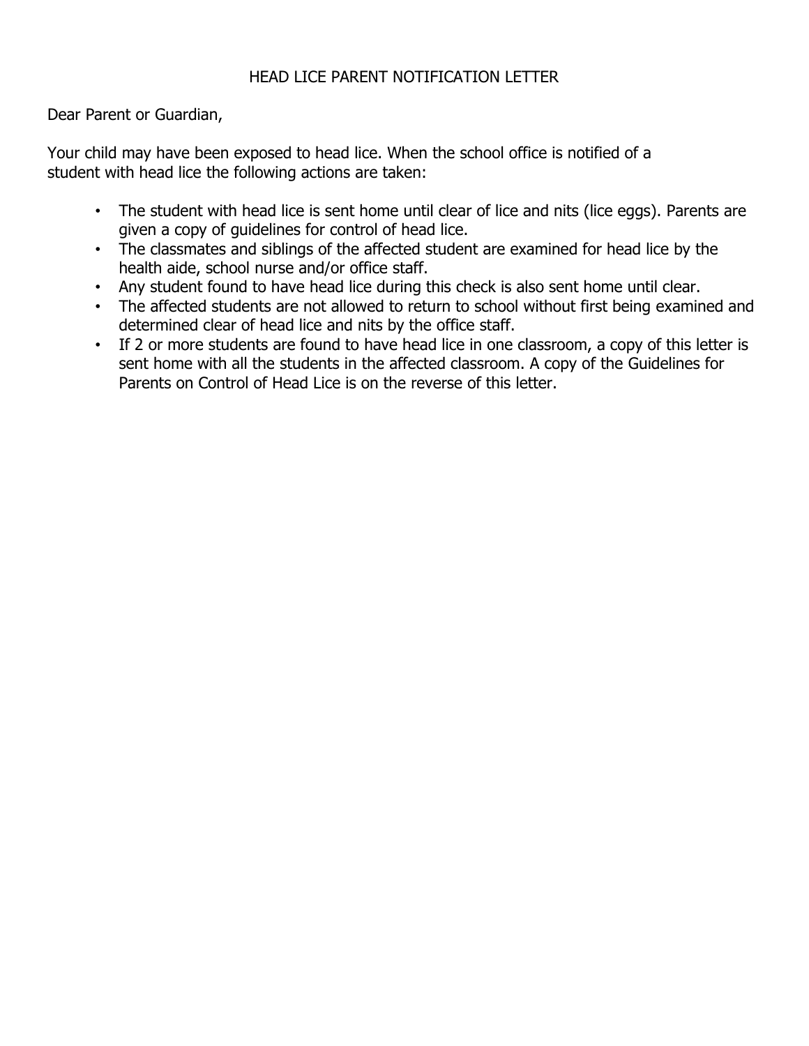# HEAD LICE PARENT NOTIFICATION LETTER

Dear Parent or Guardian,

Your child may have been exposed to head lice. When the school office is notified of a student with head lice the following actions are taken:

- The student with head lice is sent home until clear of lice and nits (lice eggs). Parents are given a copy of guidelines for control of head lice.
- The classmates and siblings of the affected student are examined for head lice by the health aide, school nurse and/or office staff.
- Any student found to have head lice during this check is also sent home until clear.
- The affected students are not allowed to return to school without first being examined and determined clear of head lice and nits by the office staff.
- If 2 or more students are found to have head lice in one classroom, a copy of this letter is sent home with all the students in the affected classroom. A copy of the Guidelines for Parents on Control of Head Lice is on the reverse of this letter.